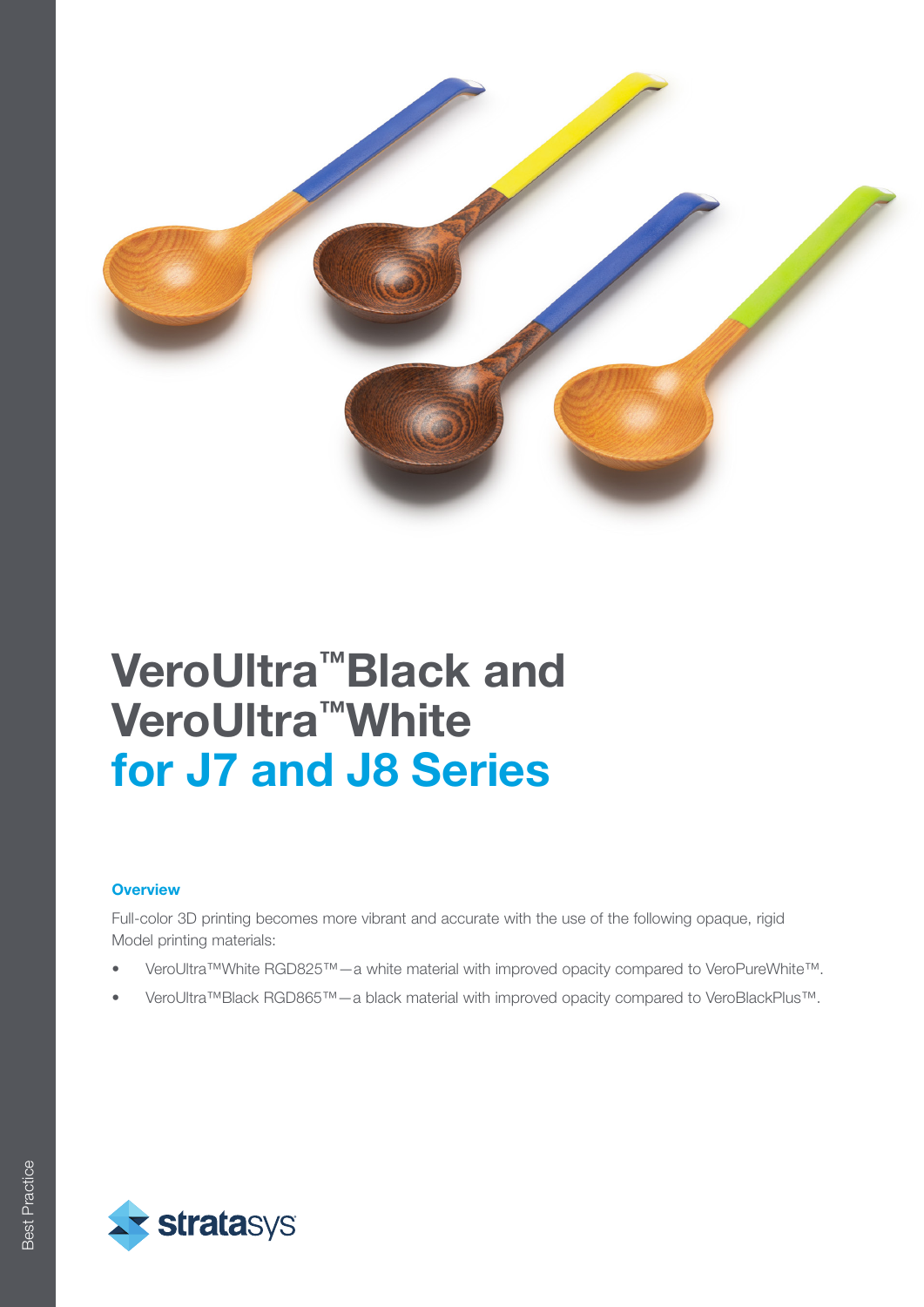# VeroUltra™Black and VeroUltra™White for J7 and J8 Series

### Overview

Full-color 3D printing becomes more vibrant and accurate with the use of the following opaque, rigid Model printing materials:

- VeroUltra™White RGD825™—a white material with improved opacity compared to VeroPureWhite™.
- VeroUltra™Black RGD865™—a black material with improved opacity compared to VeroBlackPlus™.

Best Practice

stratasys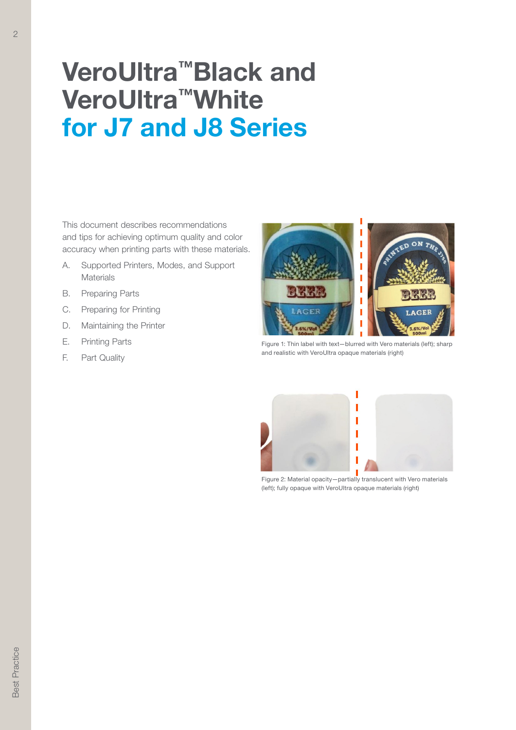# VeroUltra™Black and VeroUltra™White for J7 and J8 Series

This document describes recommendations and tips for achieving optimum quality and color accuracy when printing parts with these materials.

A. Supported Printers, Modes, and Support Materials
B. Preparing Parts
C. Preparing for Printing
D. Maintaining the Printer
E. Printing Parts
F. Part Quality

Figure 1: Thin label with text—blurred with Vero materials (left); sharp and realistic with VeroUltra opaque materials (right)

Figure 2: Material opacity—partially translucent with Vero materials (left); fully opaque with VeroUltra opaque materials (right)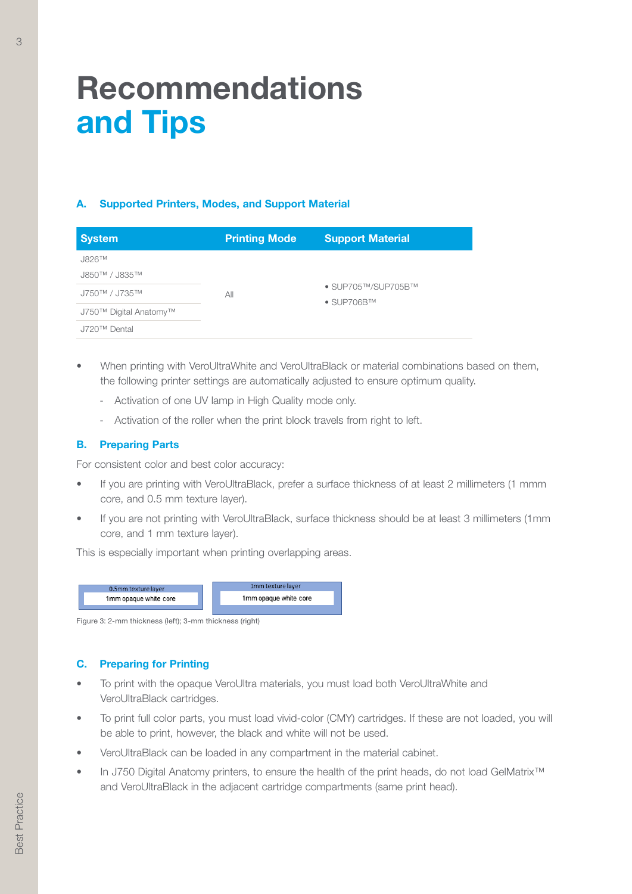# Recommendations and Tips

### A. Supported Printers, Modes, and Support Material

| System | Printing Mode | Support Material |
|---|---|---|
| J826™<br>J850™ / J835™ | All | • SUP705™/SUP705B™<br>• SUP706B™ |
| J750™ / J735™ | | |
| J750™ Digital Anatomy™ | | |
| J720™ Dental | | |

- When printing with VeroUltraWhite and VeroUltraBlack or material combinations based on them, the following printer settings are automatically adjusted to ensure optimum quality.
  - Activation of one UV lamp in High Quality mode only.
  - Activation of the roller when the print block travels from right to left.

### B. Preparing Parts

For consistent color and best color accuracy:

- If you are printing with VeroUltraBlack, prefer a surface thickness of at least 2 millimeters (1 mmm core, and 0.5 mm texture layer).
- If you are not printing with VeroUltraBlack, surface thickness should be at least 3 millimeters (1mm core, and 1 mm texture layer).

This is especially important when printing overlapping areas.

0.5mm texture layer
1mm opaque white core

1mm texture layer
1mm opaque white core

Figure 3: 2-mm thickness (left); 3-mm thickness (right)

### C. Preparing for Printing

- To print with the opaque VeroUltra materials, you must load both VeroUltraWhite and VeroUltraBlack cartridges.
- To print full color parts, you must load vivid-color (CMY) cartridges. If these are not loaded, you will be able to print, however, the black and white will not be used.
- VeroUltraBlack can be loaded in any compartment in the material cabinet.
- In J750 Digital Anatomy printers, to ensure the health of the print heads, do not load GelMatrix™ and VeroUltraBlack in the adjacent cartridge compartments (same print head).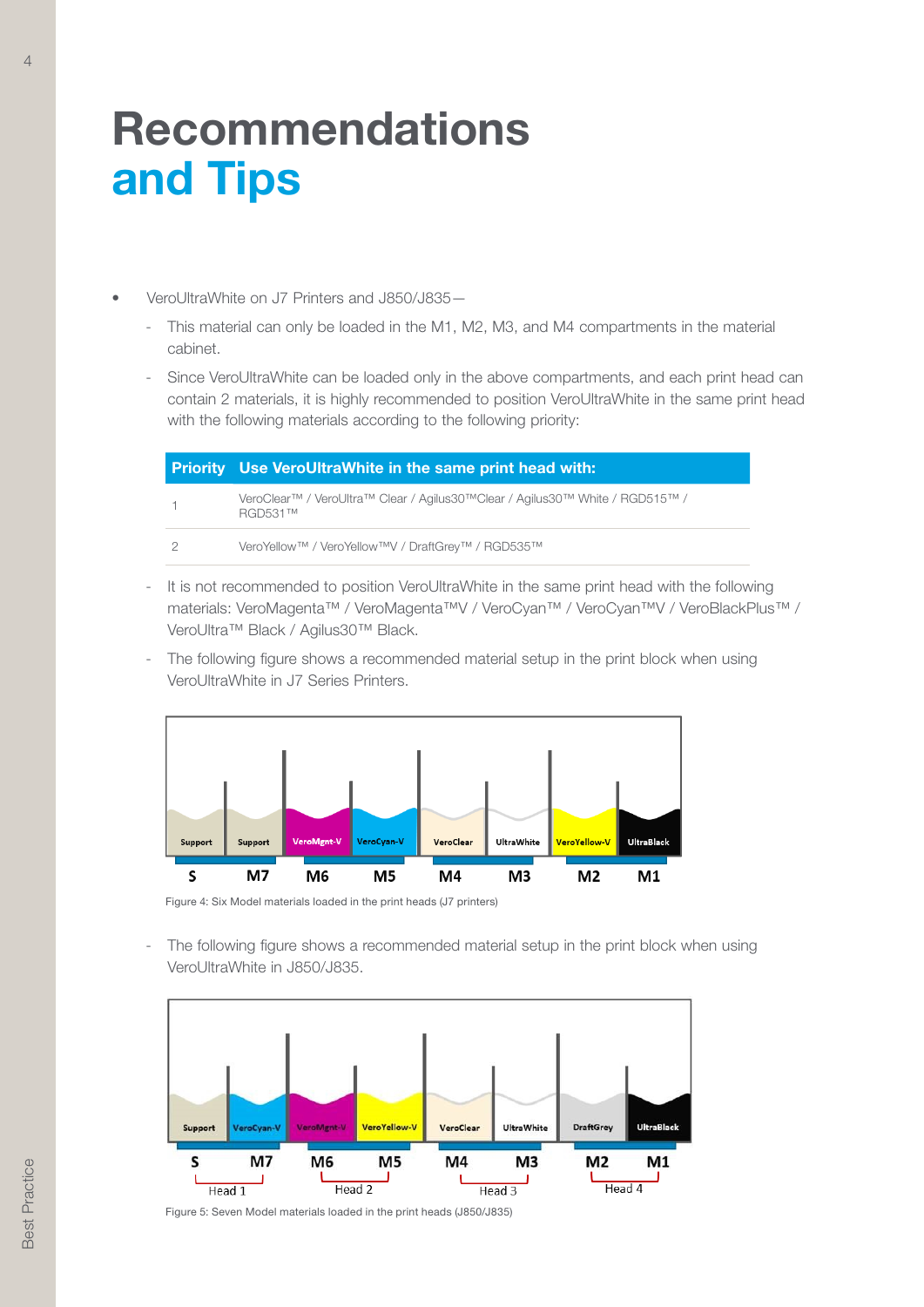# Recommendations and Tips

- VeroUltraWhite on J7 Printers and J850/J835—
  - This material can only be loaded in the M1, M2, M3, and M4 compartments in the material cabinet.
  - Since VeroUltraWhite can be loaded only in the above compartments, and each print head can contain 2 materials, it is highly recommended to position VeroUltraWhite in the same print head with the following materials according to the following priority:

| Priority | Use VeroUltraWhite in the same print head with: |
|---|---|
| 1 | VeroClear™ / VeroUltra™ Clear / Agilus30™Clear / Agilus30™ White / RGD515™ / RGD531™ |
| 2 | VeroYellow™ / VeroYellow™V / DraftGrey™ / RGD535™ |

  - It is not recommended to position VeroUltraWhite in the same print head with the following materials: VeroMagenta™ / VeroMagenta™V / VeroCyan™ / VeroCyan™V / VeroBlackPlus™ / VeroUltra™ Black / Agilus30™ Black.
  - The following figure shows a recommended material setup in the print block when using VeroUltraWhite in J7 Series Printers.

| Support | Support | VeroMgnt-V | VeroCyan-V | VeroClear | UltraWhite | VeroYellow-V | UltraBlack |
|---|---|---|---|---|---|---|---|
| S | M7 | M6 | M5 | M4 | M3 | M2 | M1 |

Figure 4: Six Model materials loaded in the print heads (J7 printers)

  - The following figure shows a recommended material setup in the print block when using VeroUltraWhite in J850/J835.

| Support | VeroCyan-V | VeroMgnt-V | VeroYellow-V | VeroClear | UltraWhite | DraftGrey | UltraBlack |
|---|---|---|---|---|---|---|---|
| S | M7 | M6 | M5 | M4 | M3 | M2 | M1 |
| Head 1 | | Head 2 | | Head 3 | | Head 4 | |

Figure 5: Seven Model materials loaded in the print heads (J850/J835)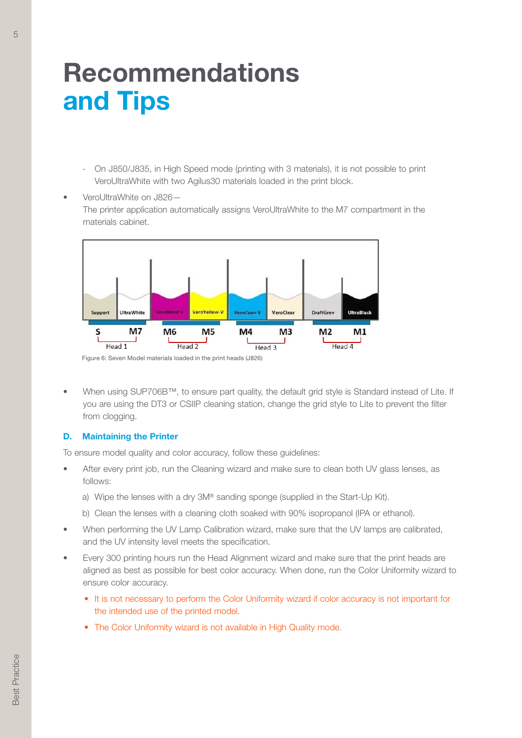# Recommendations and Tips

- On J850/J835, in High Speed mode (printing with 3 materials), it is not possible to print VeroUltraWhite with two Agilus30 materials loaded in the print block.

- VeroUltraWhite on J826—
  The printer application automatically assigns VeroUltraWhite to the M7 compartment in the materials cabinet.

Figure 6: Seven Model materials loaded in the print heads (J826)

- When using SUP706B™, to ensure part quality, the default grid style is Standard instead of Lite. If you are using the DT3 or CSIIP cleaning station, change the grid style to Lite to prevent the filter from clogging.

### D. Maintaining the Printer

To ensure model quality and color accuracy, follow these guidelines:

- After every print job, run the Cleaning wizard and make sure to clean both UV glass lenses, as follows:
  a) Wipe the lenses with a dry 3M® sanding sponge (supplied in the Start-Up Kit).
  b) Clean the lenses with a cleaning cloth soaked with 90% isopropanol (IPA or ethanol).
- When performing the UV Lamp Calibration wizard, make sure that the UV lamps are calibrated, and the UV intensity level meets the specification.
- Every 300 printing hours run the Head Alignment wizard and make sure that the print heads are aligned as best as possible for best color accuracy. When done, run the Color Uniformity wizard to ensure color accuracy.
  - It is not necessary to perform the Color Uniformity wizard if color accuracy is not important for the intended use of the printed model.
  - The Color Uniformity wizard is not available in High Quality mode.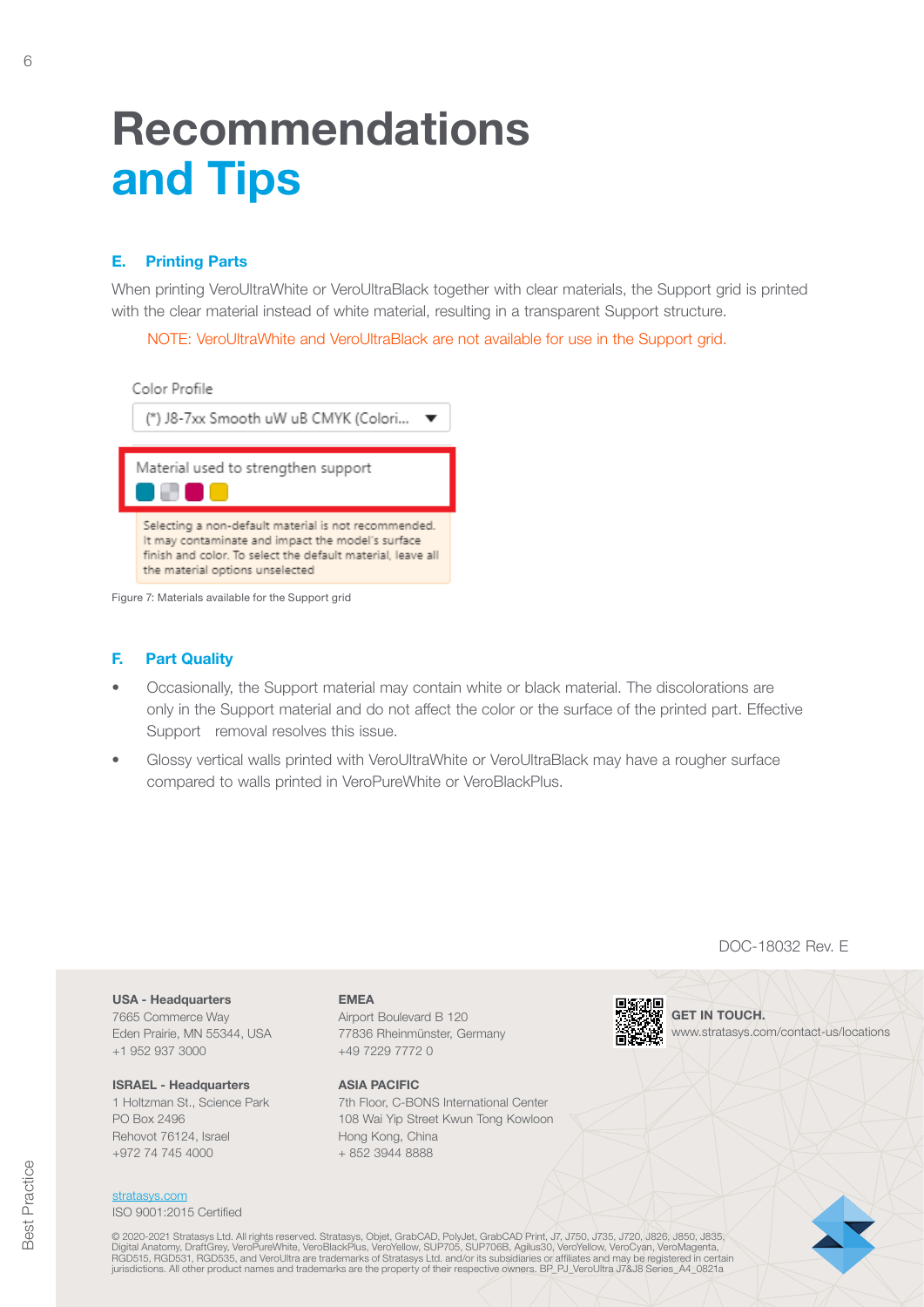# Recommendations and Tips

### E. Printing Parts

When printing VeroUltraWhite or VeroUltraBlack together with clear materials, the Support grid is printed with the clear material instead of white material, resulting in a transparent Support structure.

NOTE: VeroUltraWhite and VeroUltraBlack are not available for use in the Support grid.

Color Profile

(*) J8-7xx Smooth uW uB CMYK (Colori...

Material used to strengthen support

Selecting a non-default material is not recommended. It may contaminate and impact the model's surface finish and color. To select the default material, leave all the material options unselected

Figure 7: Materials available for the Support grid

### F. Part Quality

- Occasionally, the Support material may contain white or black material. The discolorations are only in the Support material and do not affect the color or the surface of the printed part. Effective Support removal resolves this issue.
- Glossy vertical walls printed with VeroUltraWhite or VeroUltraBlack may have a rougher surface compared to walls printed in VeroPureWhite or VeroBlackPlus.

DOC-18032 Rev. E

**USA - Headquarters**
7665 Commerce Way
Eden Prairie, MN 55344, USA
+1 952 937 3000

**ISRAEL - Headquarters**
1 Holtzman St., Science Park
PO Box 2496
Rehovot 76124, Israel
+972 74 745 4000

**EMEA**
Airport Boulevard B 120
77836 Rheinmünster, Germany
+49 7229 7772 0

**ASIA PACIFIC**
7th Floor, C-BONS International Center
108 Wai Yip Street Kwun Tong Kowloon
Hong Kong, China
+ 852 3944 8888

**GET IN TOUCH.**
www.stratasys.com/contact-us/locations

stratasys.com
ISO 9001:2015 Certified

© 2020-2021 Stratasys Ltd. All rights reserved. Stratasys, Objet, GrabCAD, PolyJet, GrabCAD Print, J7, J750, J735, J720, J826, J850, J835, Digital Anatomy, DraftGrey, VeroPureWhite, VeroBlackPlus, VeroYellow, SUP705, SUP706B, Agilus30, VeroYellow, VeroCyan, VeroMagenta, RGD515, RGD531, RGD535, and VeroUltra are trademarks of Stratasys Ltd. and/or its subsidiaries or affiliates and may be registered in certain jurisdictions. All other product names and trademarks are the property of their respective owners. BP_PJ_VeroUltra J7&J8 Series_A4_0821a